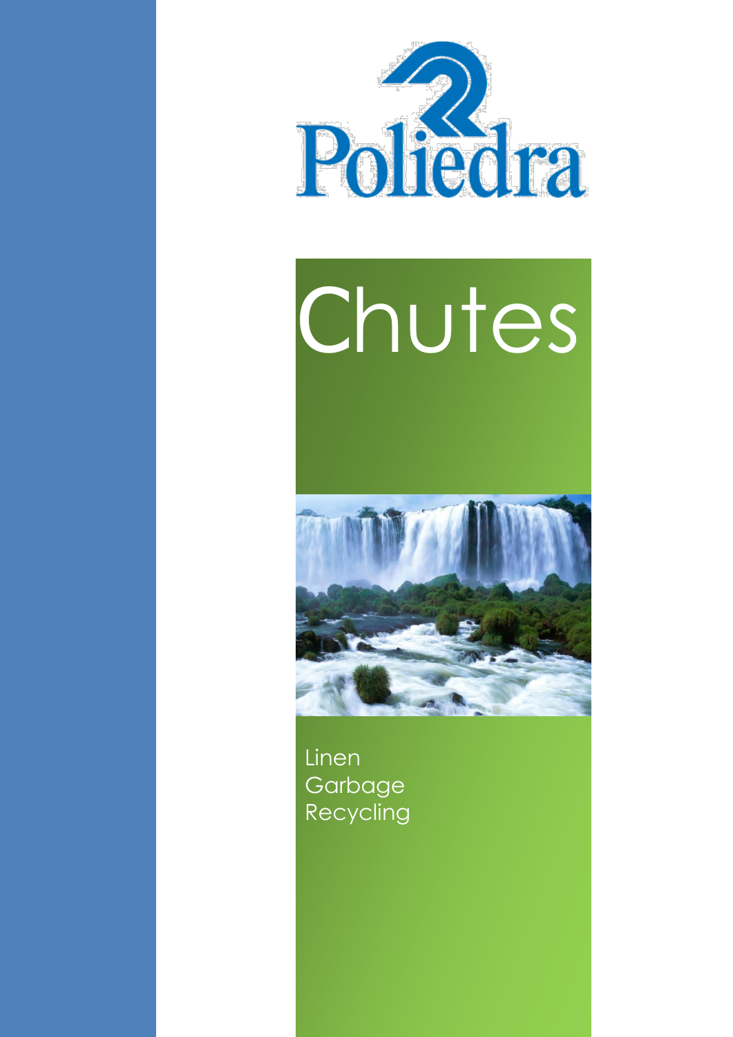Poliedra

# Chutes

Linen
Garbage
Recycling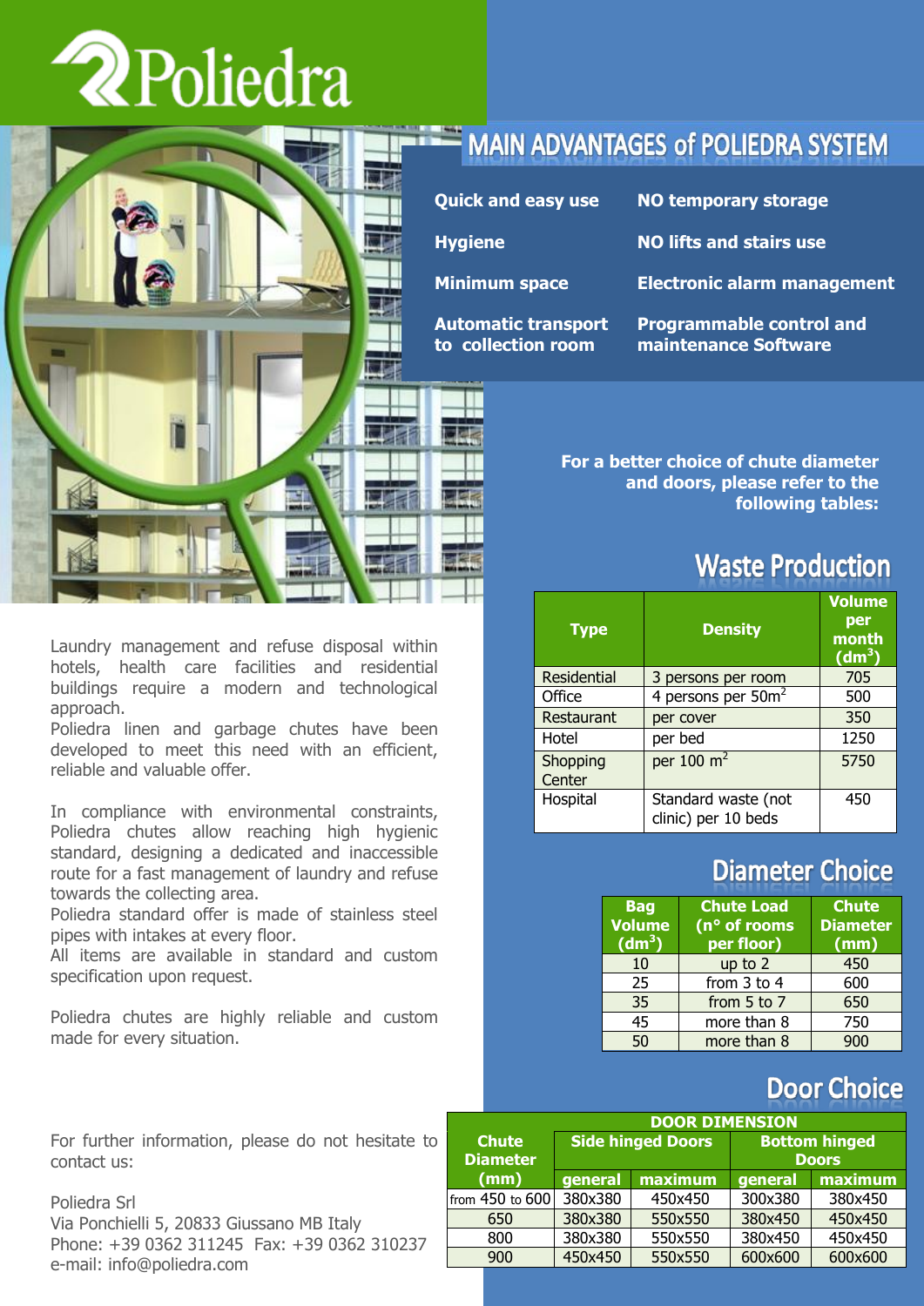# Poliedra

## MAIN ADVANTAGES of POLIEDRA SYSTEM

- **Quick and easy use**
- **Hygiene**
- **Minimum space**
- **Automatic transport to collection room**
- **NO temporary storage**
- **NO lifts and stairs use**
- **Electronic alarm management**
- **Programmable control and maintenance Software**

Laundry management and refuse disposal within hotels, health care facilities and residential buildings require a modern and technological approach.
Poliedra linen and garbage chutes have been developed to meet this need with an efficient, reliable and valuable offer.

In compliance with environmental constraints, Poliedra chutes allow reaching high hygienic standard, designing a dedicated and inaccessible route for a fast management of laundry and refuse towards the collecting area.
Poliedra standard offer is made of stainless steel pipes with intakes at every floor.
All items are available in standard and custom specification upon request.

Poliedra chutes are highly reliable and custom made for every situation.

For further information, please do not hesitate to contact us:

Poliedra Srl
Via Ponchielli 5, 20833 Giussano MB Italy
Phone: +39 0362 311245 Fax: +39 0362 310237
e-mail: info@poliedra.com

**For a better choice of chute diameter and doors, please refer to the following tables:**

## Waste Production

| Type | Density | Volume per month ($dm^3$) |
|---|---|---|
| Residential | 3 persons per room | 705 |
| Office | 4 persons per $50m^2$ | 500 |
| Restaurant | per cover | 350 |
| Hotel | per bed | 1250 |
| Shopping Center | per 100 $m^2$ | 5750 |
| Hospital | Standard waste (not clinic) per 10 beds | 450 |

## Diameter Choice

| Bag Volume ($dm^3$) | Chute Load (n° of rooms per floor) | Chute Diameter (mm) |
|---|---|---|
| 10 | up to 2 | 450 |
| 25 | from 3 to 4 | 600 |
| 35 | from 5 to 7 | 650 |
| 45 | more than 8 | 750 |
| 50 | more than 8 | 900 |

## Door Choice

| Chute Diameter (mm) | DOOR DIMENSION | | | |
|---|---|---|---|---|
| | Side hinged Doors | | Bottom hinged Doors | |
| | general | maximum | general | maximum |
| from 450 to 600 | 380x380 | 450x450 | 300x380 | 380x450 |
| 650 | 380x380 | 550x550 | 380x450 | 450x450 |
| 800 | 380x380 | 550x550 | 380x450 | 450x450 |
| 900 | 450x450 | 550x550 | 600x600 | 600x600 |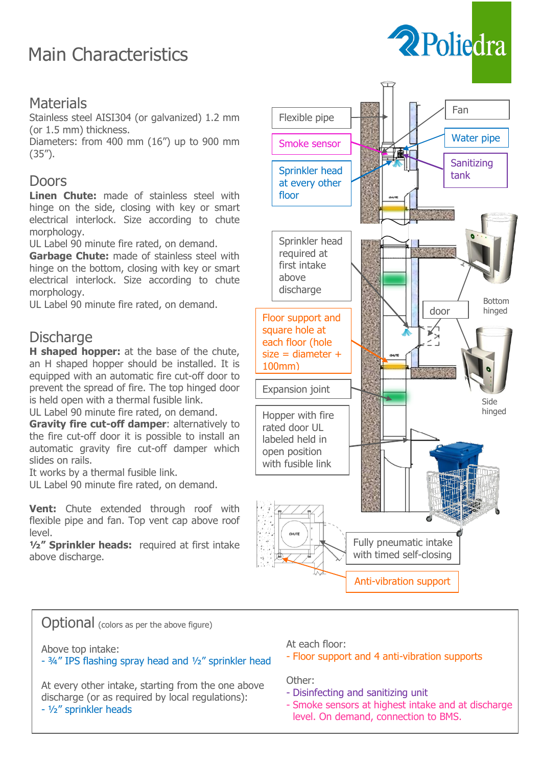# Main Characteristics

## Materials

Stainless steel AISI304 (or galvanized) 1.2 mm (or 1.5 mm) thickness.
Diameters: from 400 mm (16") up to 900 mm (35").

## Doors

**Linen Chute:** made of stainless steel with hinge on the side, closing with key or smart electrical interlock. Size according to chute morphology.
UL Label 90 minute fire rated, on demand.
**Garbage Chute:** made of stainless steel with hinge on the bottom, closing with key or smart electrical interlock. Size according to chute morphology.
UL Label 90 minute fire rated, on demand.

## Discharge

**H shaped hopper:** at the base of the chute, an H shaped hopper should be installed. It is equipped with an automatic fire cut-off door to prevent the spread of fire. The top hinged door is held open with a thermal fusible link.
UL Label 90 minute fire rated, on demand.
**Gravity fire cut-off damper**: alternatively to the fire cut-off door it is possible to install an automatic gravity fire cut-off damper which slides on rails.
It works by a thermal fusible link.
UL Label 90 minute fire rated, on demand.

**Vent:** Chute extended through roof with flexible pipe and fan. Top vent cap above roof level.
**½" Sprinkler heads:** required at first intake above discharge.

Flexible pipe

Fan

Smoke sensor

Water pipe

Sprinkler head at every other floor

Sanitizing tank

Sprinkler head required at first intake above discharge

Bottom hinged

door

Floor support and square hole at each floor (hole size = diameter + 100mm)

Side hinged

Expansion joint

Hopper with fire rated door UL labeled held in open position with fusible link

Fully pneumatic intake with timed self-closing

Anti-vibration support

## Optional (colors as per the above figure)

Above top intake:
- ¾" IPS flashing spray head and ½" sprinkler head

At every other intake, starting from the one above discharge (or as required by local regulations):
- ½" sprinkler heads

At each floor:
- Floor support and 4 anti-vibration supports

Other:
- Disinfecting and sanitizing unit
- Smoke sensors at highest intake and at discharge level. On demand, connection to BMS.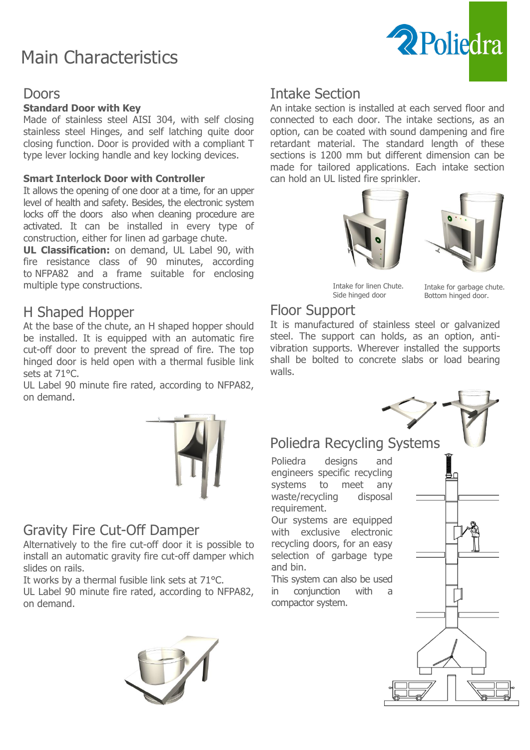# Main Characteristics

## Doors

### Standard Door with Key

Made of stainless steel AISI 304, with self closing stainless steel Hinges, and self latching quite door closing function. Door is provided with a compliant T type lever locking handle and key locking devices.

### Smart Interlock Door with Controller

It allows the opening of one door at a time, for an upper level of health and safety. Besides, the electronic system locks off the doors also when cleaning procedure are activated. It can be installed in every type of construction, either for linen ad garbage chute.

**UL Classification:** on demand, UL Label 90, with fire resistance class of 90 minutes, according to NFPA82 and a frame suitable for enclosing multiple type constructions.

## H Shaped Hopper

At the base of the chute, an H shaped hopper should be installed. It is equipped with an automatic fire cut-off door to prevent the spread of fire. The top hinged door is held open with a thermal fusible link sets at 71°C.

UL Label 90 minute fire rated, according to NFPA82, on demand.

## Gravity Fire Cut-Off Damper

Alternatively to the fire cut-off door it is possible to install an automatic gravity fire cut-off damper which slides on rails.

It works by a thermal fusible link sets at 71°C.

UL Label 90 minute fire rated, according to NFPA82, on demand.

## Intake Section

An intake section is installed at each served floor and connected to each door. The intake sections, as an option, can be coated with sound dampening and fire retardant material. The standard length of these sections is 1200 mm but different dimension can be made for tailored applications. Each intake section can hold an UL listed fire sprinkler.

Intake for linen Chute. Side hinged door

Intake for garbage chute. Bottom hinged door.

## Floor Support

It is manufactured of stainless steel or galvanized steel. The support can holds, as an option, anti-vibration supports. Wherever installed the supports shall be bolted to concrete slabs or load bearing walls.

## Poliedra Recycling Systems

Poliedra designs and engineers specific recycling systems to meet any waste/recycling disposal requirement.

Our systems are equipped with exclusive electronic recycling doors, for an easy selection of garbage type and bin.

This system can also be used in conjunction with a compactor system.